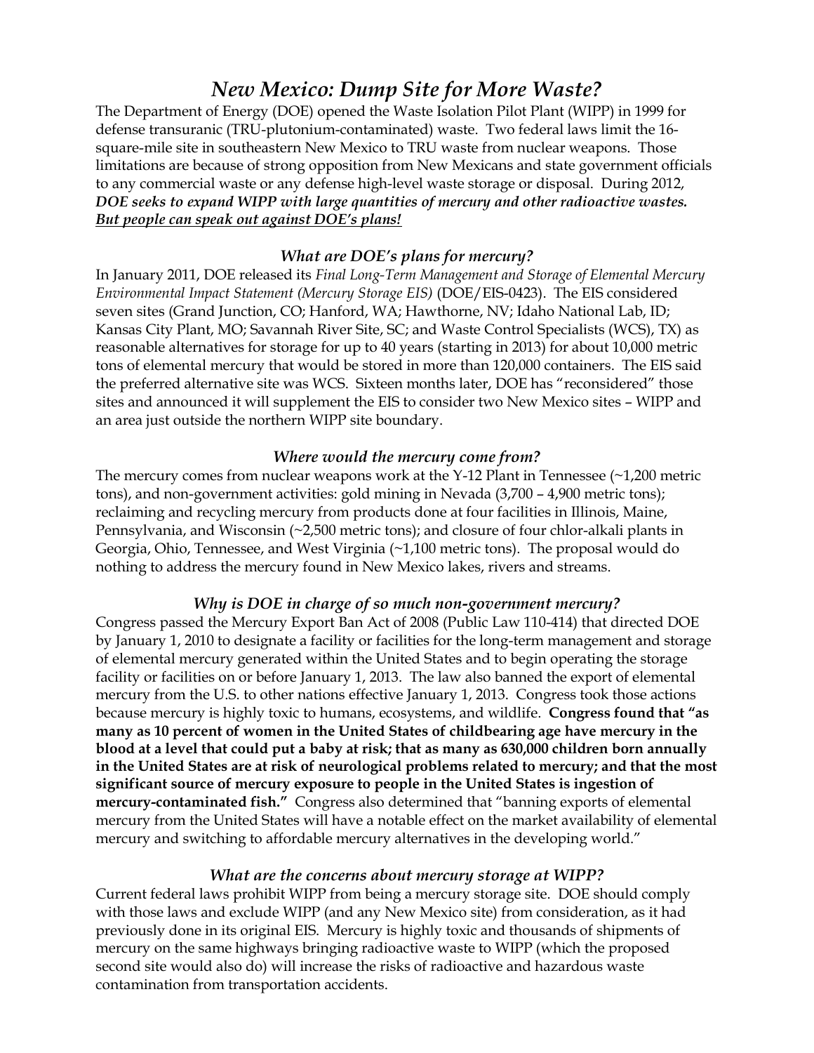# *New Mexico: Dump Site for More Waste?*

The Department of Energy (DOE) opened the Waste Isolation Pilot Plant (WIPP) in 1999 for defense transuranic (TRU-plutonium-contaminated) waste. Two federal laws limit the 16-square-mile site in southeastern New Mexico to TRU waste from nuclear weapons. Those limitations are because of strong opposition from New Mexicans and state government officials to any commercial waste or any defense high-level waste storage or disposal. During 2012, ***DOE seeks to expand WIPP with large quantities of mercury and other radioactive wastes. <u>But people can speak out against DOE's plans!</u>***

### *What are DOE's plans for mercury?*

In January 2011, DOE released its *Final Long-Term Management and Storage of Elemental Mercury Environmental Impact Statement (Mercury Storage EIS)* (DOE/EIS-0423). The EIS considered seven sites (Grand Junction, CO; Hanford, WA; Hawthorne, NV; Idaho National Lab, ID; Kansas City Plant, MO; Savannah River Site, SC; and Waste Control Specialists (WCS), TX) as reasonable alternatives for storage for up to 40 years (starting in 2013) for about 10,000 metric tons of elemental mercury that would be stored in more than 120,000 containers. The EIS said the preferred alternative site was WCS. Sixteen months later, DOE has "reconsidered" those sites and announced it will supplement the EIS to consider two New Mexico sites – WIPP and an area just outside the northern WIPP site boundary.

### *Where would the mercury come from?*

The mercury comes from nuclear weapons work at the Y-12 Plant in Tennessee (~1,200 metric tons), and non-government activities: gold mining in Nevada (3,700 – 4,900 metric tons); reclaiming and recycling mercury from products done at four facilities in Illinois, Maine, Pennsylvania, and Wisconsin (~2,500 metric tons); and closure of four chlor-alkali plants in Georgia, Ohio, Tennessee, and West Virginia (~1,100 metric tons). The proposal would do nothing to address the mercury found in New Mexico lakes, rivers and streams.

### *Why is DOE in charge of so much non-government mercury?*

Congress passed the Mercury Export Ban Act of 2008 (Public Law 110-414) that directed DOE by January 1, 2010 to designate a facility or facilities for the long-term management and storage of elemental mercury generated within the United States and to begin operating the storage facility or facilities on or before January 1, 2013. The law also banned the export of elemental mercury from the U.S. to other nations effective January 1, 2013. Congress took those actions because mercury is highly toxic to humans, ecosystems, and wildlife. **Congress found that "as many as 10 percent of women in the United States of childbearing age have mercury in the blood at a level that could put a baby at risk; that as many as 630,000 children born annually in the United States are at risk of neurological problems related to mercury; and that the most significant source of mercury exposure to people in the United States is ingestion of mercury-contaminated fish."** Congress also determined that "banning exports of elemental mercury from the United States will have a notable effect on the market availability of elemental mercury and switching to affordable mercury alternatives in the developing world."

### *What are the concerns about mercury storage at WIPP?*

Current federal laws prohibit WIPP from being a mercury storage site. DOE should comply with those laws and exclude WIPP (and any New Mexico site) from consideration, as it had previously done in its original EIS. Mercury is highly toxic and thousands of shipments of mercury on the same highways bringing radioactive waste to WIPP (which the proposed second site would also do) will increase the risks of radioactive and hazardous waste contamination from transportation accidents.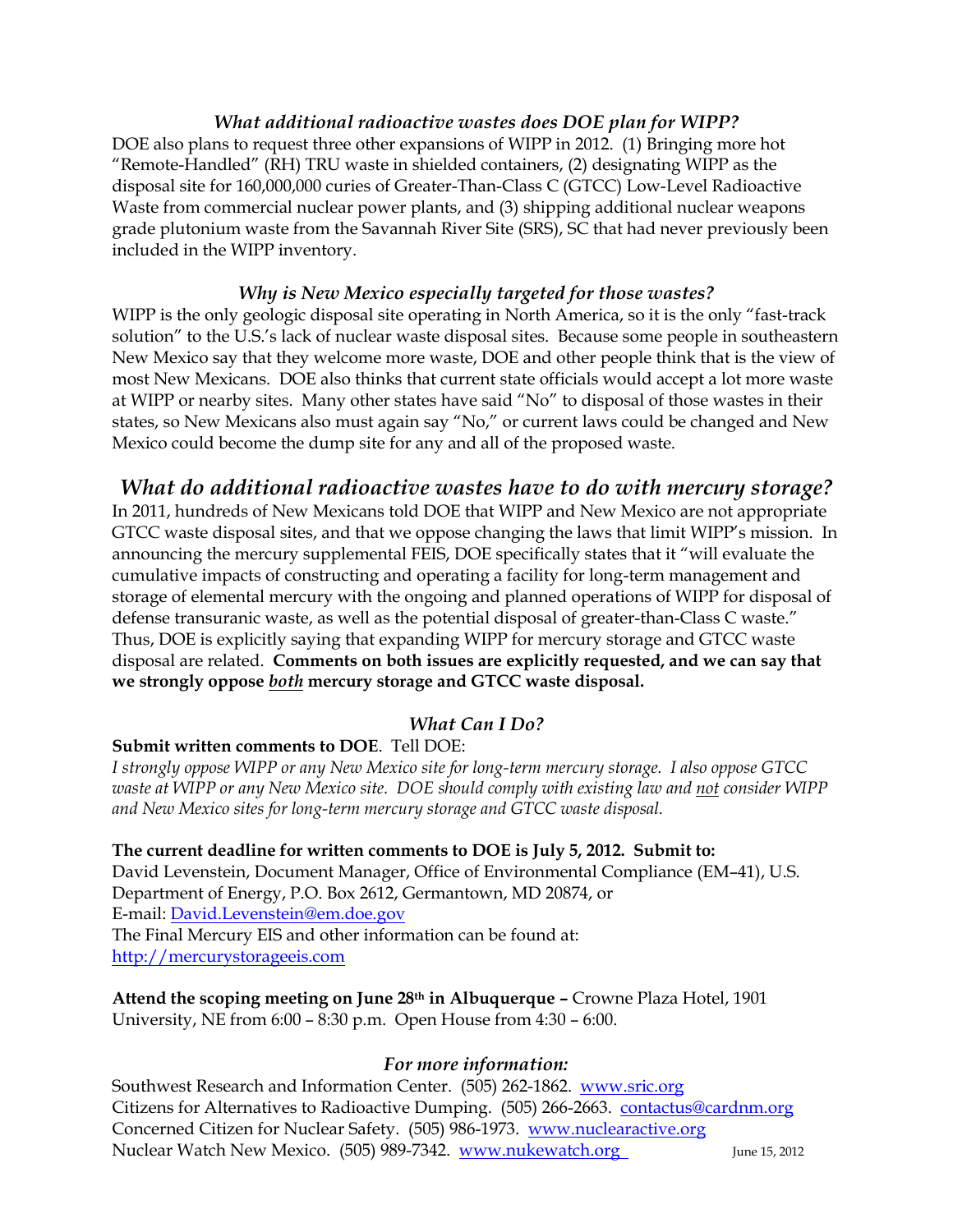### *What additional radioactive wastes does DOE plan for WIPP?*

DOE also plans to request three other expansions of WIPP in 2012. (1) Bringing more hot "Remote-Handled" (RH) TRU waste in shielded containers, (2) designating WIPP as the disposal site for 160,000,000 curies of Greater-Than-Class C (GTCC) Low-Level Radioactive Waste from commercial nuclear power plants, and (3) shipping additional nuclear weapons grade plutonium waste from the Savannah River Site (SRS), SC that had never previously been included in the WIPP inventory.

### *Why is New Mexico especially targeted for those wastes?*

WIPP is the only geologic disposal site operating in North America, so it is the only "fast-track solution" to the U.S.'s lack of nuclear waste disposal sites. Because some people in southeastern New Mexico say that they welcome more waste, DOE and other people think that is the view of most New Mexicans. DOE also thinks that current state officials would accept a lot more waste at WIPP or nearby sites. Many other states have said "No" to disposal of those wastes in their states, so New Mexicans also must again say "No," or current laws could be changed and New Mexico could become the dump site for any and all of the proposed waste.

## *What do additional radioactive wastes have to do with mercury storage?*

In 2011, hundreds of New Mexicans told DOE that WIPP and New Mexico are not appropriate GTCC waste disposal sites, and that we oppose changing the laws that limit WIPP's mission. In announcing the mercury supplemental FEIS, DOE specifically states that it "will evaluate the cumulative impacts of constructing and operating a facility for long-term management and storage of elemental mercury with the ongoing and planned operations of WIPP for disposal of defense transuranic waste, as well as the potential disposal of greater-than-Class C waste." Thus, DOE is explicitly saying that expanding WIPP for mercury storage and GTCC waste disposal are related. **Comments on both issues are explicitly requested, and we can say that we strongly oppose <u>*both*</u> mercury storage and GTCC waste disposal.**

### *What Can I Do?*

**Submit written comments to DOE**. Tell DOE:

*I strongly oppose WIPP or any New Mexico site for long-term mercury storage. I also oppose GTCC waste at WIPP or any New Mexico site. DOE should comply with existing law and <u>not</u> consider WIPP and New Mexico sites for long-term mercury storage and GTCC waste disposal.*

**The current deadline for written comments to DOE is July 5, 2012. Submit to:**
David Levenstein, Document Manager, Office of Environmental Compliance (EM–41), U.S. Department of Energy, P.O. Box 2612, Germantown, MD 20874, or
E-mail: David.Levenstein@em.doe.gov
The Final Mercury EIS and other information can be found at:
http://mercurystorageeis.com

**Attend the scoping meeting on June 28th in Albuquerque –** Crowne Plaza Hotel, 1901 University, NE from 6:00 – 8:30 p.m. Open House from 4:30 – 6:00.

### *For more information:*

Southwest Research and Information Center. (505) 262-1862. www.sric.org
Citizens for Alternatives to Radioactive Dumping. (505) 266-2663. contactus@cardnm.org
Concerned Citizen for Nuclear Safety. (505) 986-1973. www.nuclearactive.org
Nuclear Watch New Mexico. (505) 989-7342. www.nukewatch.org

June 15, 2012